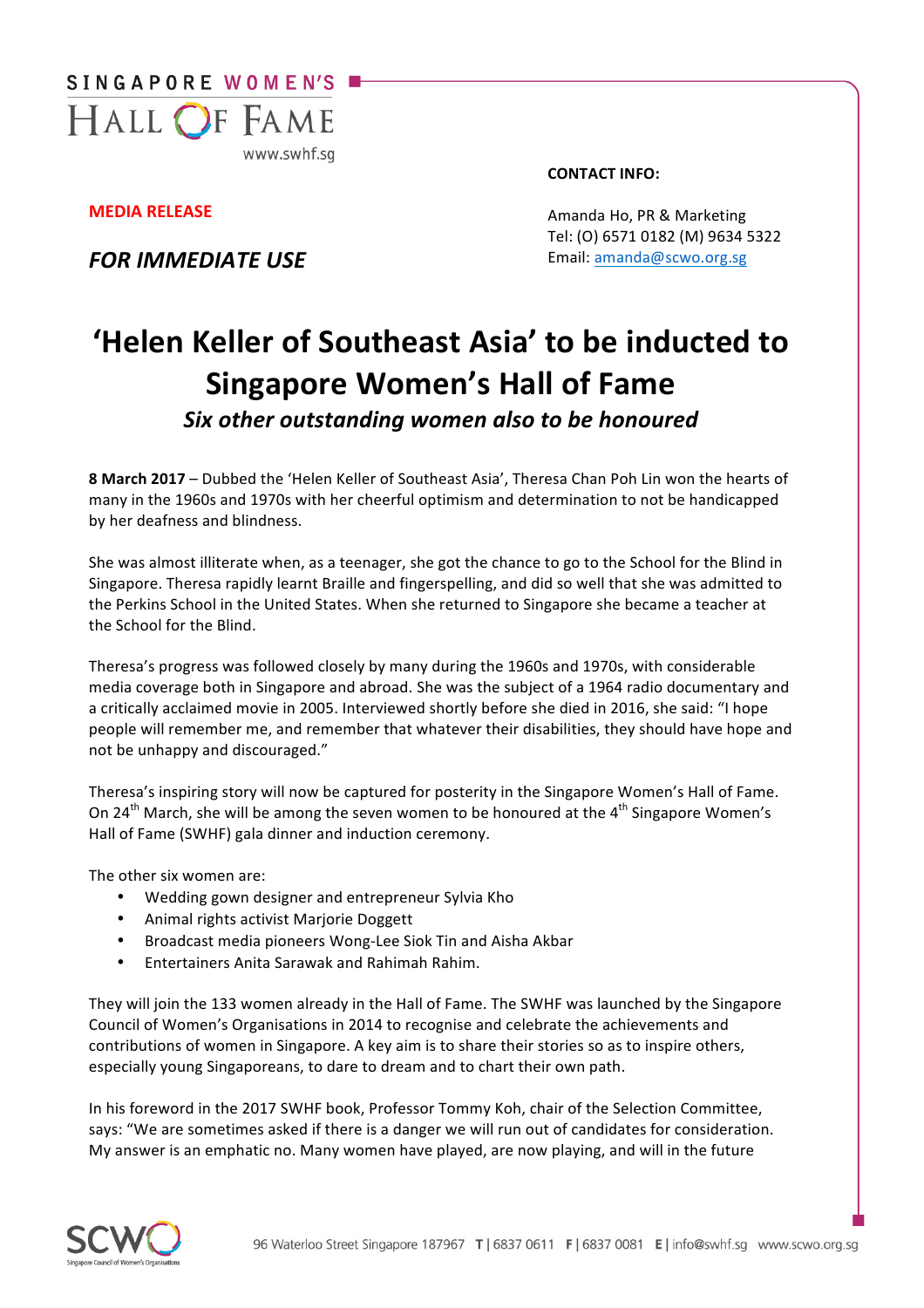SINGAPORE WOMEN'S
HALL OF FAME
www.swhf.sg

**MEDIA RELEASE**

***FOR IMMEDIATE USE***

**CONTACT INFO:**

Amanda Ho, PR & Marketing
Tel: (O) 6571 0182 (M) 9634 5322
Email: amanda@scwo.org.sg

# 'Helen Keller of Southeast Asia' to be inducted to Singapore Women's Hall of Fame

***Six other outstanding women also to be honoured***

**8 March 2017** – Dubbed the 'Helen Keller of Southeast Asia', Theresa Chan Poh Lin won the hearts of many in the 1960s and 1970s with her cheerful optimism and determination to not be handicapped by her deafness and blindness.

She was almost illiterate when, as a teenager, she got the chance to go to the School for the Blind in Singapore. Theresa rapidly learnt Braille and fingerspelling, and did so well that she was admitted to the Perkins School in the United States. When she returned to Singapore she became a teacher at the School for the Blind.

Theresa's progress was followed closely by many during the 1960s and 1970s, with considerable media coverage both in Singapore and abroad. She was the subject of a 1964 radio documentary and a critically acclaimed movie in 2005. Interviewed shortly before she died in 2016, she said: "I hope people will remember me, and remember that whatever their disabilities, they should have hope and not be unhappy and discouraged."

Theresa's inspiring story will now be captured for posterity in the Singapore Women's Hall of Fame. On 24th March, she will be among the seven women to be honoured at the 4th Singapore Women's Hall of Fame (SWHF) gala dinner and induction ceremony.

The other six women are:

- Wedding gown designer and entrepreneur Sylvia Kho
- Animal rights activist Marjorie Doggett
- Broadcast media pioneers Wong-Lee Siok Tin and Aisha Akbar
- Entertainers Anita Sarawak and Rahimah Rahim.

They will join the 133 women already in the Hall of Fame. The SWHF was launched by the Singapore Council of Women's Organisations in 2014 to recognise and celebrate the achievements and contributions of women in Singapore. A key aim is to share their stories so as to inspire others, especially young Singaporeans, to dare to dream and to chart their own path.

In his foreword in the 2017 SWHF book, Professor Tommy Koh, chair of the Selection Committee, says: "We are sometimes asked if there is a danger we will run out of candidates for consideration. My answer is an emphatic no. Many women have played, are now playing, and will in the future

SCWO Singapore Council of Women's Organisations

96 Waterloo Street Singapore 187967 T | 6837 0611 F | 6837 0081 E | info@swhf.sg www.scwo.org.sg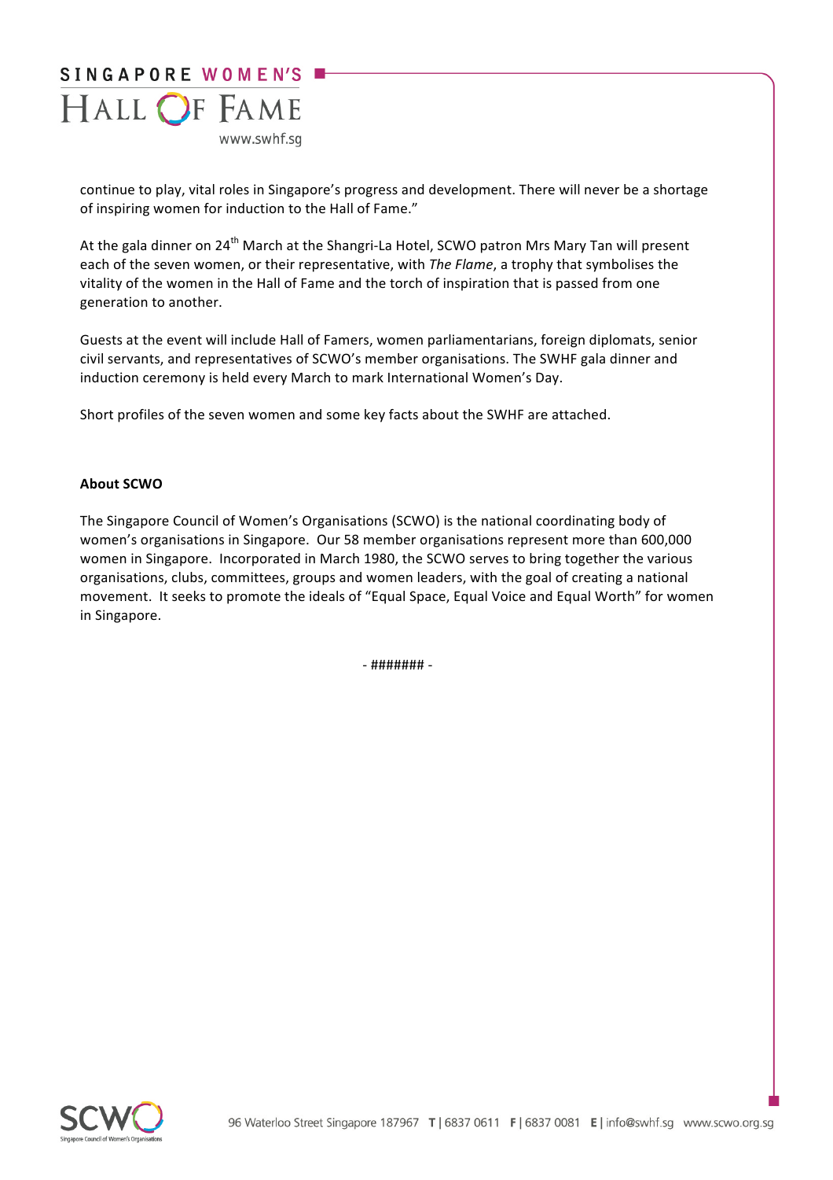continue to play, vital roles in Singapore's progress and development. There will never be a shortage of inspiring women for induction to the Hall of Fame."

At the gala dinner on 24th March at the Shangri-La Hotel, SCWO patron Mrs Mary Tan will present each of the seven women, or their representative, with *The Flame*, a trophy that symbolises the vitality of the women in the Hall of Fame and the torch of inspiration that is passed from one generation to another.

Guests at the event will include Hall of Famers, women parliamentarians, foreign diplomats, senior civil servants, and representatives of SCWO's member organisations. The SWHF gala dinner and induction ceremony is held every March to mark International Women's Day.

Short profiles of the seven women and some key facts about the SWHF are attached.

**About SCWO**

The Singapore Council of Women's Organisations (SCWO) is the national coordinating body of women's organisations in Singapore. Our 58 member organisations represent more than 600,000 women in Singapore. Incorporated in March 1980, the SCWO serves to bring together the various organisations, clubs, committees, groups and women leaders, with the goal of creating a national movement. It seeks to promote the ideals of "Equal Space, Equal Voice and Equal Worth" for women in Singapore.

- ####### -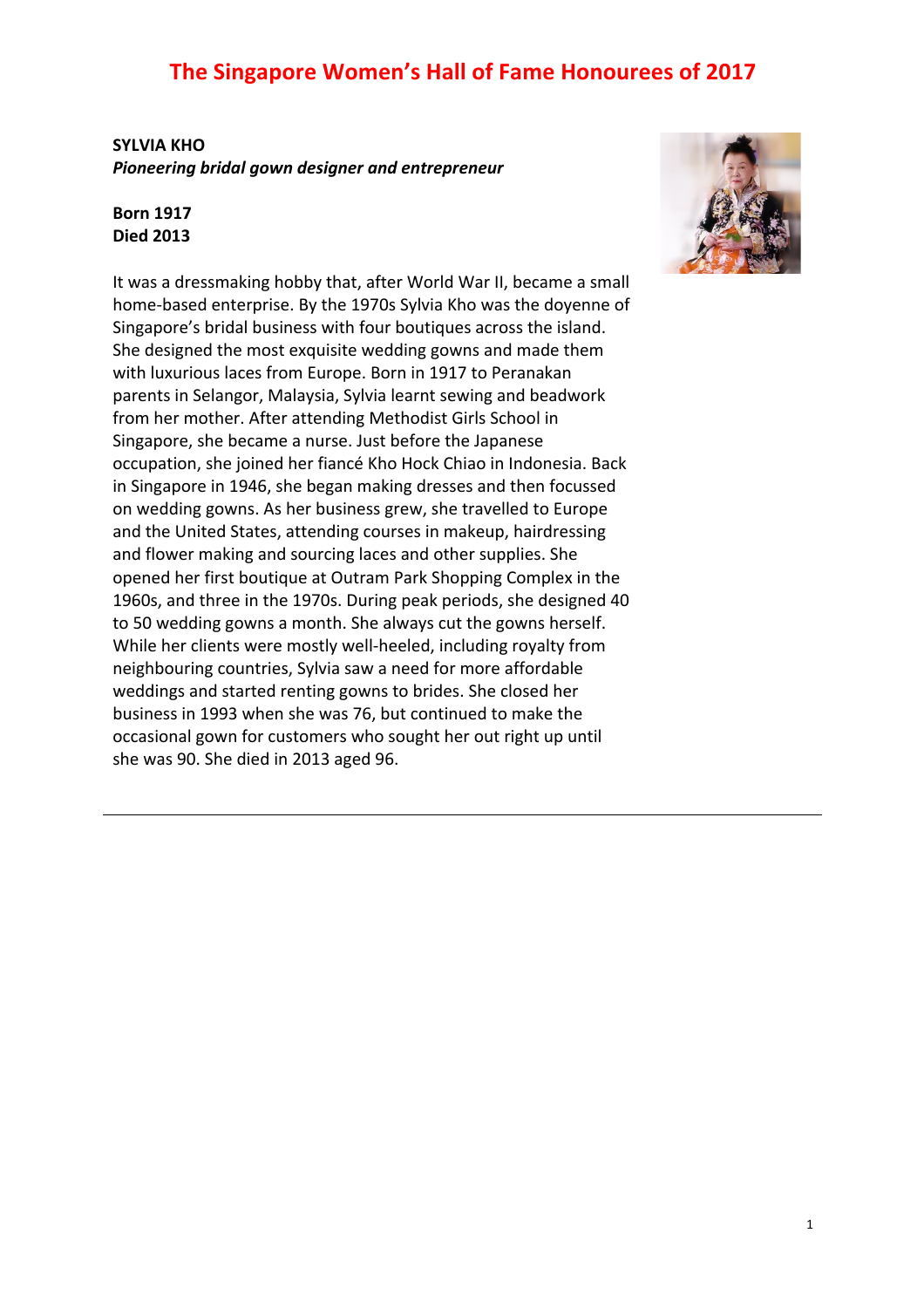# The Singapore Women's Hall of Fame Honourees of 2017

**SYLVIA KHO**

***Pioneering bridal gown designer and entrepreneur***

**Born 1917**
**Died 2013**

It was a dressmaking hobby that, after World War II, became a small home-based enterprise. By the 1970s Sylvia Kho was the doyenne of Singapore's bridal business with four boutiques across the island. She designed the most exquisite wedding gowns and made them with luxurious laces from Europe. Born in 1917 to Peranakan parents in Selangor, Malaysia, Sylvia learnt sewing and beadwork from her mother. After attending Methodist Girls School in Singapore, she became a nurse. Just before the Japanese occupation, she joined her fiancé Kho Hock Chiao in Indonesia. Back in Singapore in 1946, she began making dresses and then focussed on wedding gowns. As her business grew, she travelled to Europe and the United States, attending courses in makeup, hairdressing and flower making and sourcing laces and other supplies. She opened her first boutique at Outram Park Shopping Complex in the 1960s, and three in the 1970s. During peak periods, she designed 40 to 50 wedding gowns a month. She always cut the gowns herself. While her clients were mostly well-heeled, including royalty from neighbouring countries, Sylvia saw a need for more affordable weddings and started renting gowns to brides. She closed her business in 1993 when she was 76, but continued to make the occasional gown for customers who sought her out right up until she was 90. She died in 2013 aged 96.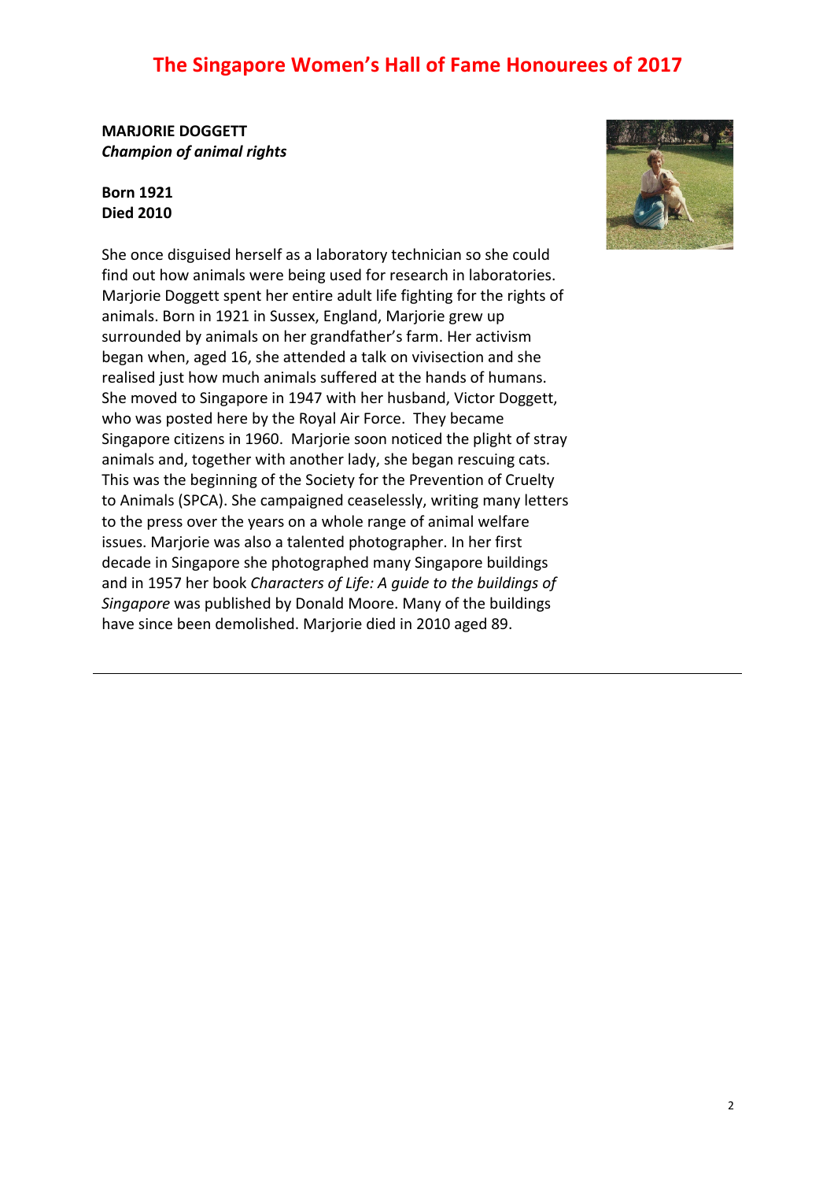# The Singapore Women's Hall of Fame Honourees of 2017

**MARJORIE DOGGETT**
***Champion of animal rights***

**Born 1921**
**Died 2010**

She once disguised herself as a laboratory technician so she could find out how animals were being used for research in laboratories. Marjorie Doggett spent her entire adult life fighting for the rights of animals. Born in 1921 in Sussex, England, Marjorie grew up surrounded by animals on her grandfather's farm. Her activism began when, aged 16, she attended a talk on vivisection and she realised just how much animals suffered at the hands of humans. She moved to Singapore in 1947 with her husband, Victor Doggett, who was posted here by the Royal Air Force. They became Singapore citizens in 1960. Marjorie soon noticed the plight of stray animals and, together with another lady, she began rescuing cats. This was the beginning of the Society for the Prevention of Cruelty to Animals (SPCA). She campaigned ceaselessly, writing many letters to the press over the years on a whole range of animal welfare issues. Marjorie was also a talented photographer. In her first decade in Singapore she photographed many Singapore buildings and in 1957 her book *Characters of Life: A guide to the buildings of Singapore* was published by Donald Moore. Many of the buildings have since been demolished. Marjorie died in 2010 aged 89.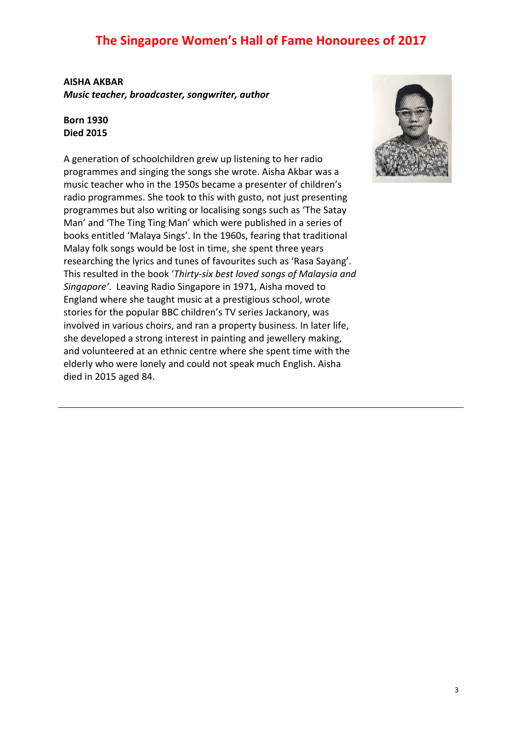# The Singapore Women's Hall of Fame Honourees of 2017

**AISHA AKBAR**
***Music teacher, broadcaster, songwriter, author***

**Born 1930**
**Died 2015**

A generation of schoolchildren grew up listening to her radio programmes and singing the songs she wrote. Aisha Akbar was a music teacher who in the 1950s became a presenter of children's radio programmes. She took to this with gusto, not just presenting programmes but also writing or localising songs such as 'The Satay Man' and 'The Ting Ting Man' which were published in a series of books entitled 'Malaya Sings'. In the 1960s, fearing that traditional Malay folk songs would be lost in time, she spent three years researching the lyrics and tunes of favourites such as 'Rasa Sayang'. This resulted in the book '*Thirty-six best loved songs of Malaysia and Singapore'*. Leaving Radio Singapore in 1971, Aisha moved to England where she taught music at a prestigious school, wrote stories for the popular BBC children's TV series Jackanory, was involved in various choirs, and ran a property business. In later life, she developed a strong interest in painting and jewellery making, and volunteered at an ethnic centre where she spent time with the elderly who were lonely and could not speak much English. Aisha died in 2015 aged 84.

---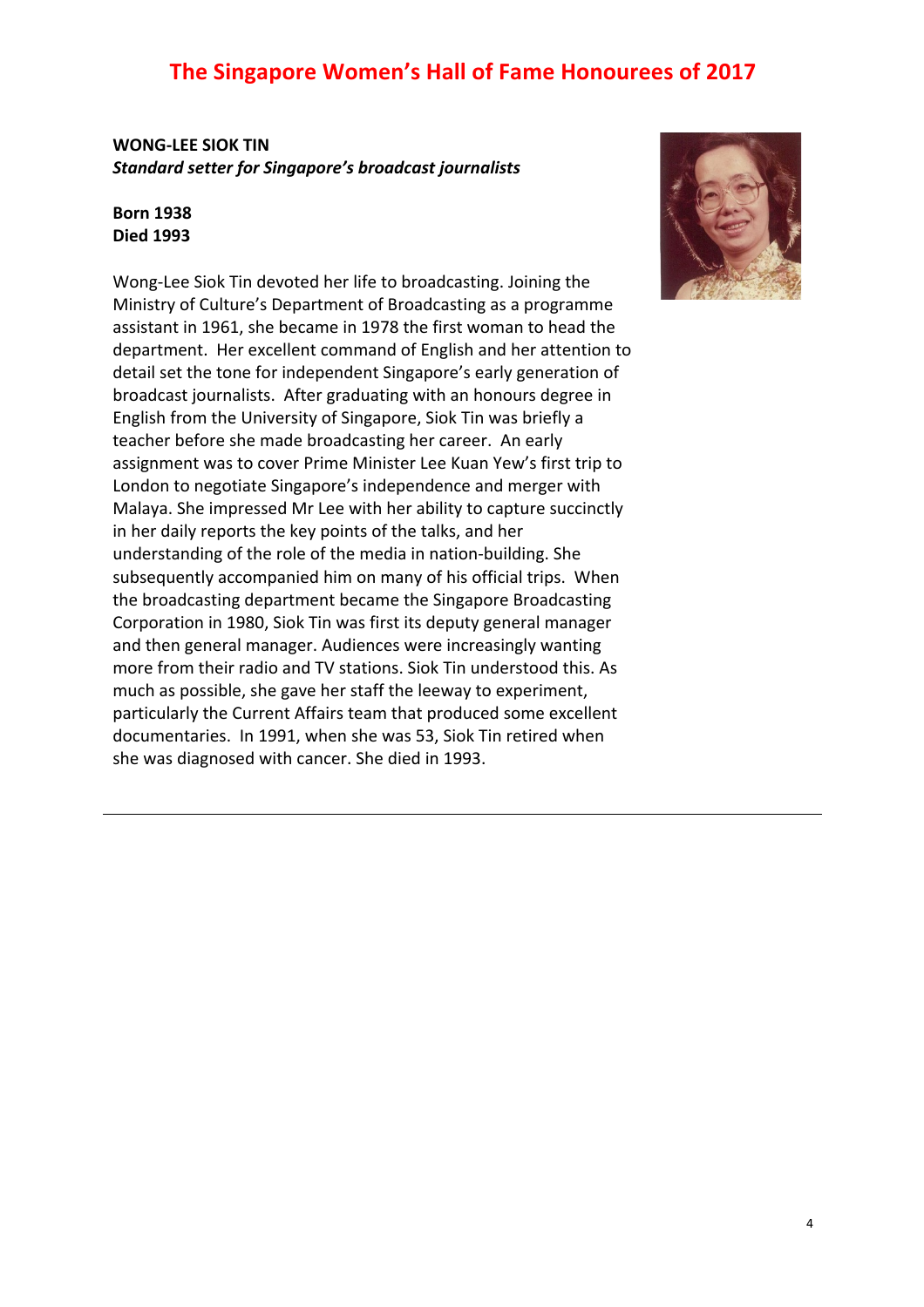# The Singapore Women's Hall of Fame Honourees of 2017

**WONG-LEE SIOK TIN**
***Standard setter for Singapore's broadcast journalists***

**Born 1938**
**Died 1993**

Wong-Lee Siok Tin devoted her life to broadcasting. Joining the Ministry of Culture's Department of Broadcasting as a programme assistant in 1961, she became in 1978 the first woman to head the department. Her excellent command of English and her attention to detail set the tone for independent Singapore's early generation of broadcast journalists. After graduating with an honours degree in English from the University of Singapore, Siok Tin was briefly a teacher before she made broadcasting her career. An early assignment was to cover Prime Minister Lee Kuan Yew's first trip to London to negotiate Singapore's independence and merger with Malaya. She impressed Mr Lee with her ability to capture succinctly in her daily reports the key points of the talks, and her understanding of the role of the media in nation-building. She subsequently accompanied him on many of his official trips. When the broadcasting department became the Singapore Broadcasting Corporation in 1980, Siok Tin was first its deputy general manager and then general manager. Audiences were increasingly wanting more from their radio and TV stations. Siok Tin understood this. As much as possible, she gave her staff the leeway to experiment, particularly the Current Affairs team that produced some excellent documentaries. In 1991, when she was 53, Siok Tin retired when she was diagnosed with cancer. She died in 1993.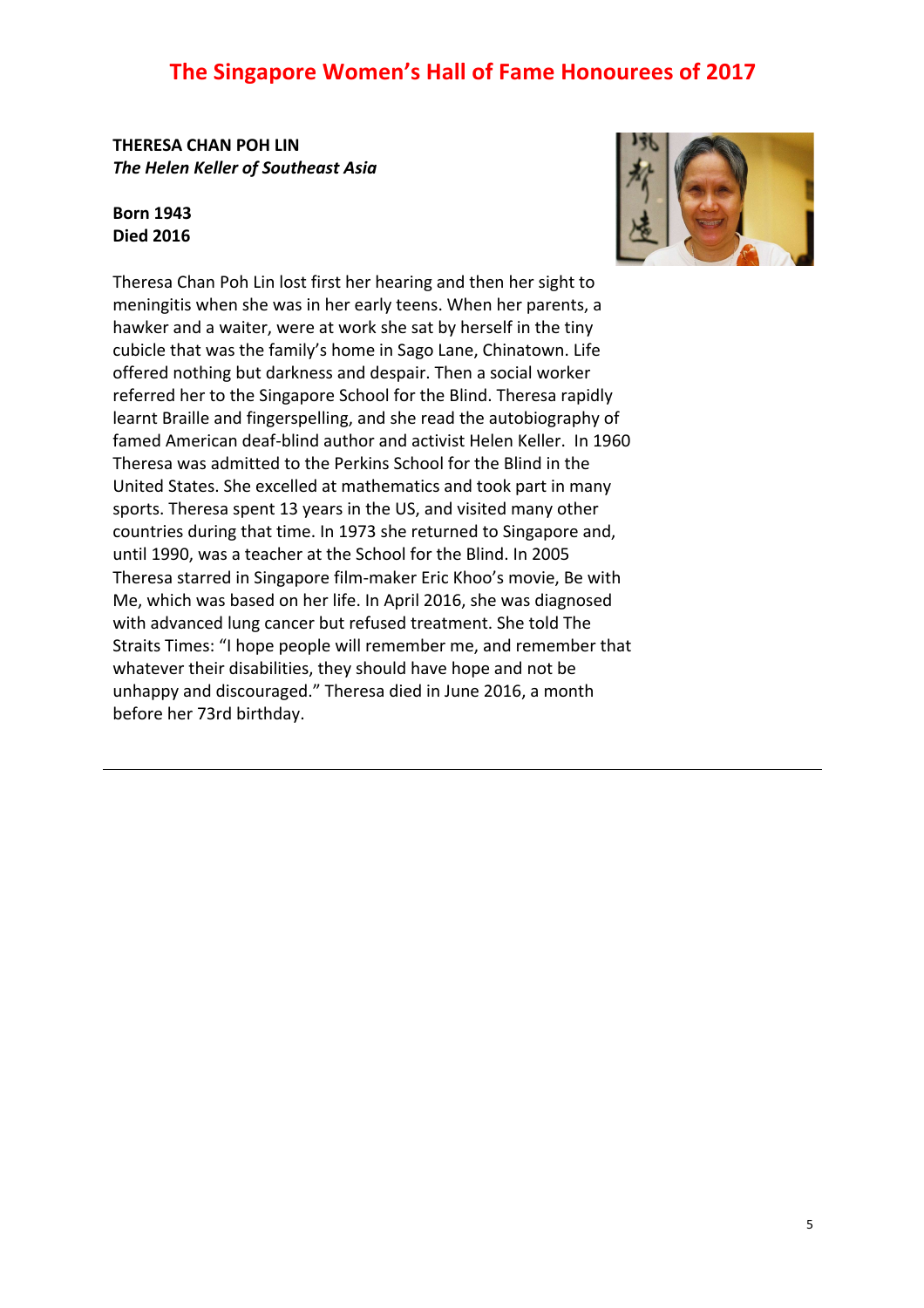# The Singapore Women's Hall of Fame Honourees of 2017

**THERESA CHAN POH LIN**
***The Helen Keller of Southeast Asia***

**Born 1943**
**Died 2016**

Theresa Chan Poh Lin lost first her hearing and then her sight to meningitis when she was in her early teens. When her parents, a hawker and a waiter, were at work she sat by herself in the tiny cubicle that was the family's home in Sago Lane, Chinatown. Life offered nothing but darkness and despair. Then a social worker referred her to the Singapore School for the Blind. Theresa rapidly learnt Braille and fingerspelling, and she read the autobiography of famed American deaf-blind author and activist Helen Keller. In 1960 Theresa was admitted to the Perkins School for the Blind in the United States. She excelled at mathematics and took part in many sports. Theresa spent 13 years in the US, and visited many other countries during that time. In 1973 she returned to Singapore and, until 1990, was a teacher at the School for the Blind. In 2005 Theresa starred in Singapore film-maker Eric Khoo's movie, Be with Me, which was based on her life. In April 2016, she was diagnosed with advanced lung cancer but refused treatment. She told The Straits Times: "I hope people will remember me, and remember that whatever their disabilities, they should have hope and not be unhappy and discouraged." Theresa died in June 2016, a month before her 73rd birthday.

---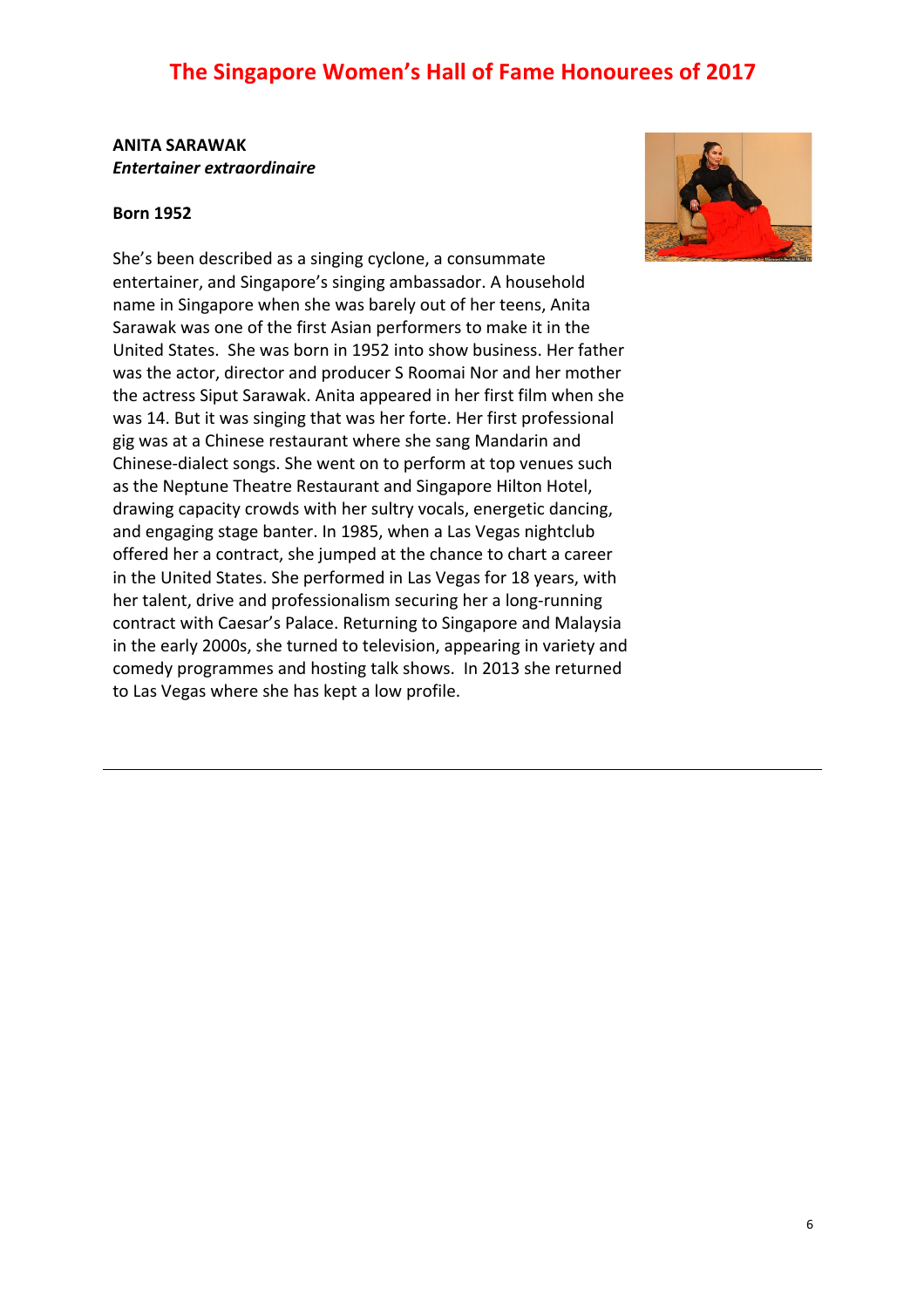# The Singapore Women's Hall of Fame Honourees of 2017

**ANITA SARAWAK**
***Entertainer extraordinaire***

**Born 1952**

She's been described as a singing cyclone, a consummate entertainer, and Singapore's singing ambassador. A household name in Singapore when she was barely out of her teens, Anita Sarawak was one of the first Asian performers to make it in the United States. She was born in 1952 into show business. Her father was the actor, director and producer S Roomai Nor and her mother the actress Siput Sarawak. Anita appeared in her first film when she was 14. But it was singing that was her forte. Her first professional gig was at a Chinese restaurant where she sang Mandarin and Chinese-dialect songs. She went on to perform at top venues such as the Neptune Theatre Restaurant and Singapore Hilton Hotel, drawing capacity crowds with her sultry vocals, energetic dancing, and engaging stage banter. In 1985, when a Las Vegas nightclub offered her a contract, she jumped at the chance to chart a career in the United States. She performed in Las Vegas for 18 years, with her talent, drive and professionalism securing her a long-running contract with Caesar's Palace. Returning to Singapore and Malaysia in the early 2000s, she turned to television, appearing in variety and comedy programmes and hosting talk shows. In 2013 she returned to Las Vegas where she has kept a low profile.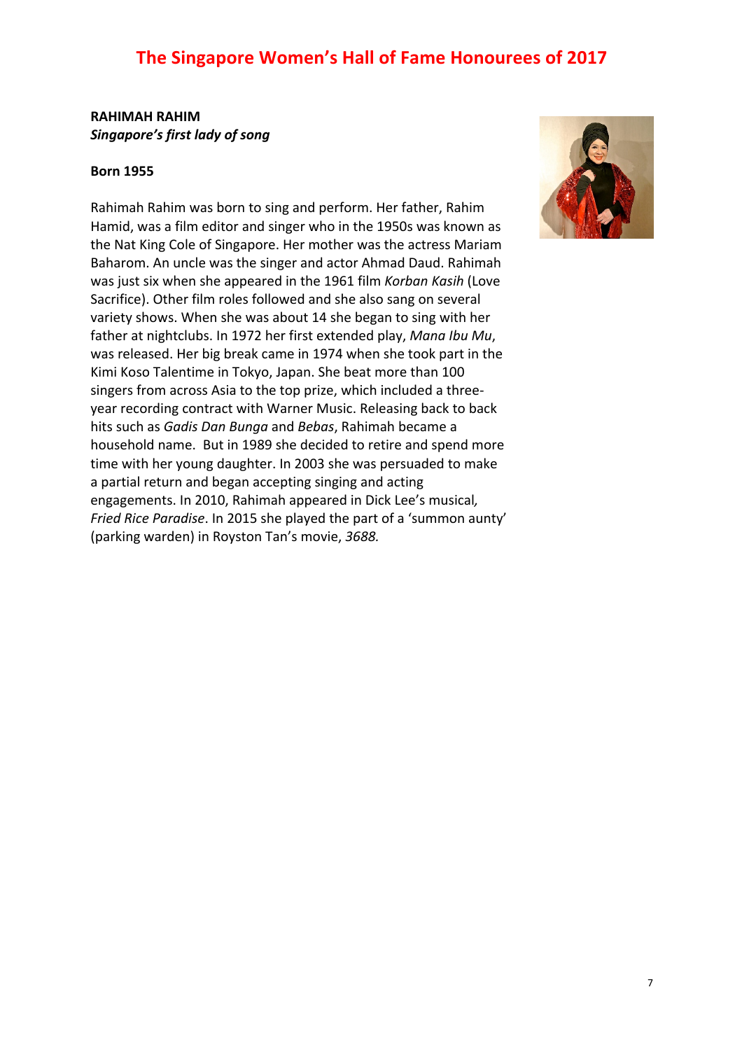# The Singapore Women's Hall of Fame Honourees of 2017

**RAHIMAH RAHIM**
***Singapore's first lady of song***

**Born 1955**

Rahimah Rahim was born to sing and perform. Her father, Rahim Hamid, was a film editor and singer who in the 1950s was known as the Nat King Cole of Singapore. Her mother was the actress Mariam Baharom. An uncle was the singer and actor Ahmad Daud. Rahimah was just six when she appeared in the 1961 film *Korban Kasih* (Love Sacrifice). Other film roles followed and she also sang on several variety shows. When she was about 14 she began to sing with her father at nightclubs. In 1972 her first extended play, *Mana Ibu Mu*, was released. Her big break came in 1974 when she took part in the Kimi Koso Talentime in Tokyo, Japan. She beat more than 100 singers from across Asia to the top prize, which included a three-year recording contract with Warner Music. Releasing back to back hits such as *Gadis Dan Bunga* and *Bebas*, Rahimah became a household name. But in 1989 she decided to retire and spend more time with her young daughter. In 2003 she was persuaded to make a partial return and began accepting singing and acting engagements. In 2010, Rahimah appeared in Dick Lee's musical, *Fried Rice Paradise*. In 2015 she played the part of a 'summon aunty' (parking warden) in Royston Tan's movie, *3688.*